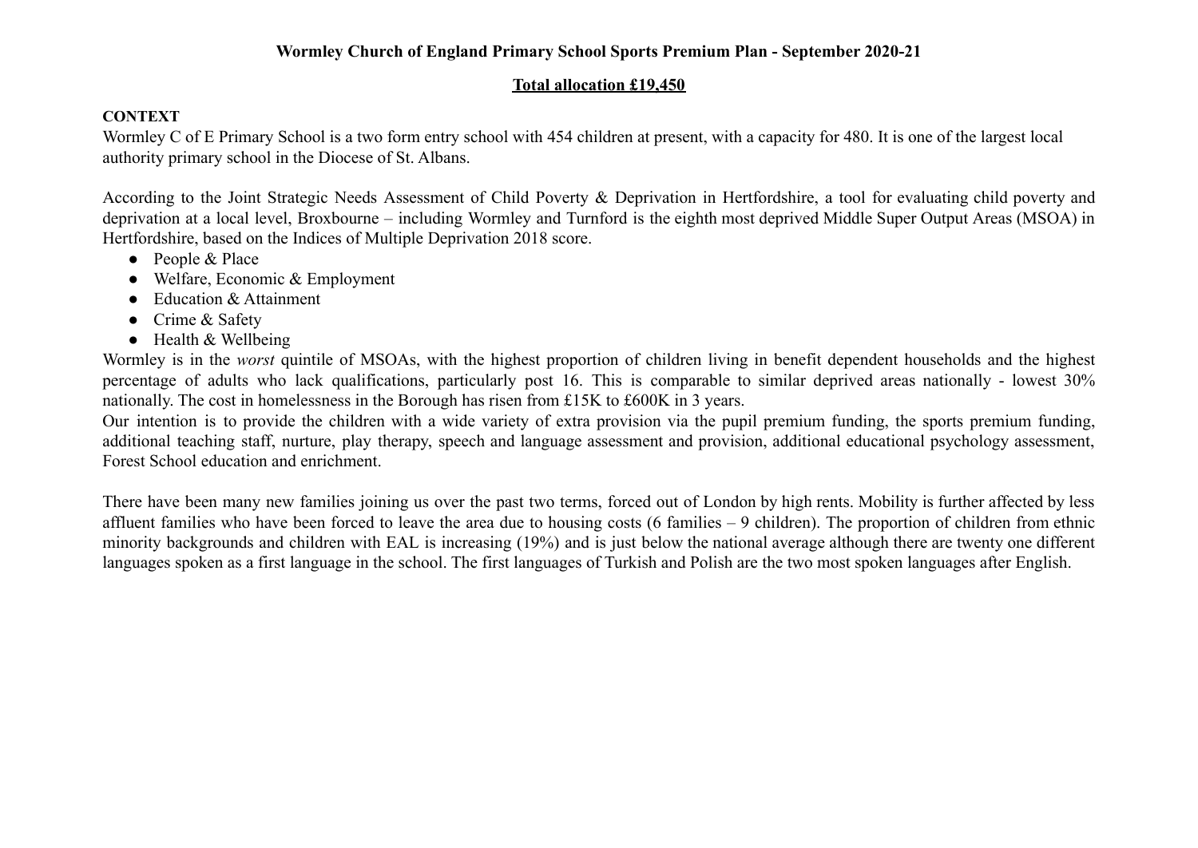# Wormley Church of England Primary School Sports Premium Plan - September 2020-21

## <u>Total allocation £19,450</u>

**CONTEXT**

Wormley C of E Primary School is a two form entry school with 454 children at present, with a capacity for 480. It is one of the largest local authority primary school in the Diocese of St. Albans.

According to the Joint Strategic Needs Assessment of Child Poverty & Deprivation in Hertfordshire, a tool for evaluating child poverty and deprivation at a local level, Broxbourne – including Wormley and Turnford is the eighth most deprived Middle Super Output Areas (MSOA) in Hertfordshire, based on the Indices of Multiple Deprivation 2018 score.

- People & Place
- Welfare, Economic & Employment
- Education & Attainment
- Crime & Safety
- Health & Wellbeing

Wormley is in the *worst* quintile of MSOAs, with the highest proportion of children living in benefit dependent households and the highest percentage of adults who lack qualifications, particularly post 16. This is comparable to similar deprived areas nationally - lowest 30% nationally. The cost in homelessness in the Borough has risen from £15K to £600K in 3 years.

Our intention is to provide the children with a wide variety of extra provision via the pupil premium funding, the sports premium funding, additional teaching staff, nurture, play therapy, speech and language assessment and provision, additional educational psychology assessment, Forest School education and enrichment.

There have been many new families joining us over the past two terms, forced out of London by high rents. Mobility is further affected by less affluent families who have been forced to leave the area due to housing costs (6 families – 9 children). The proportion of children from ethnic minority backgrounds and children with EAL is increasing (19%) and is just below the national average although there are twenty one different languages spoken as a first language in the school. The first languages of Turkish and Polish are the two most spoken languages after English.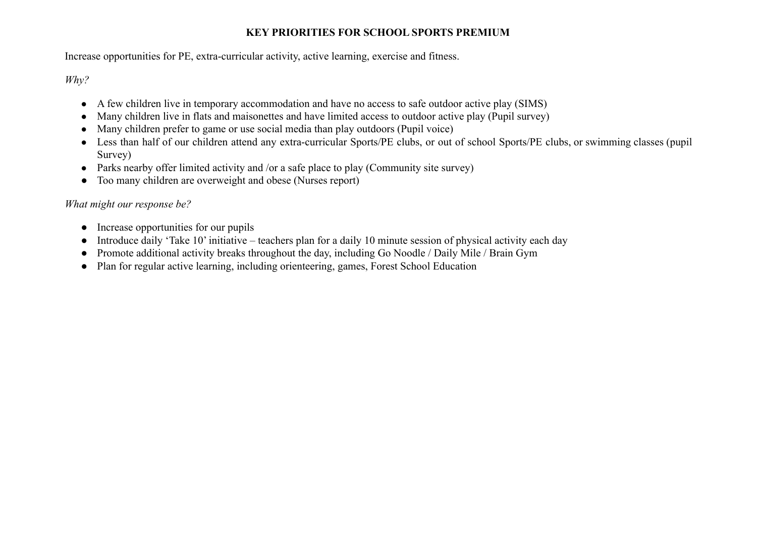# KEY PRIORITIES FOR SCHOOL SPORTS PREMIUM

Increase opportunities for PE, extra-curricular activity, active learning, exercise and fitness.

*Why?*

- A few children live in temporary accommodation and have no access to safe outdoor active play (SIMS)
- Many children live in flats and maisonettes and have limited access to outdoor active play (Pupil survey)
- Many children prefer to game or use social media than play outdoors (Pupil voice)
- Less than half of our children attend any extra-curricular Sports/PE clubs, or out of school Sports/PE clubs, or swimming classes (pupil Survey)
- Parks nearby offer limited activity and /or a safe place to play (Community site survey)
- Too many children are overweight and obese (Nurses report)

*What might our response be?*

- Increase opportunities for our pupils
- Introduce daily 'Take 10' initiative – teachers plan for a daily 10 minute session of physical activity each day
- Promote additional activity breaks throughout the day, including Go Noodle / Daily Mile / Brain Gym
- Plan for regular active learning, including orienteering, games, Forest School Education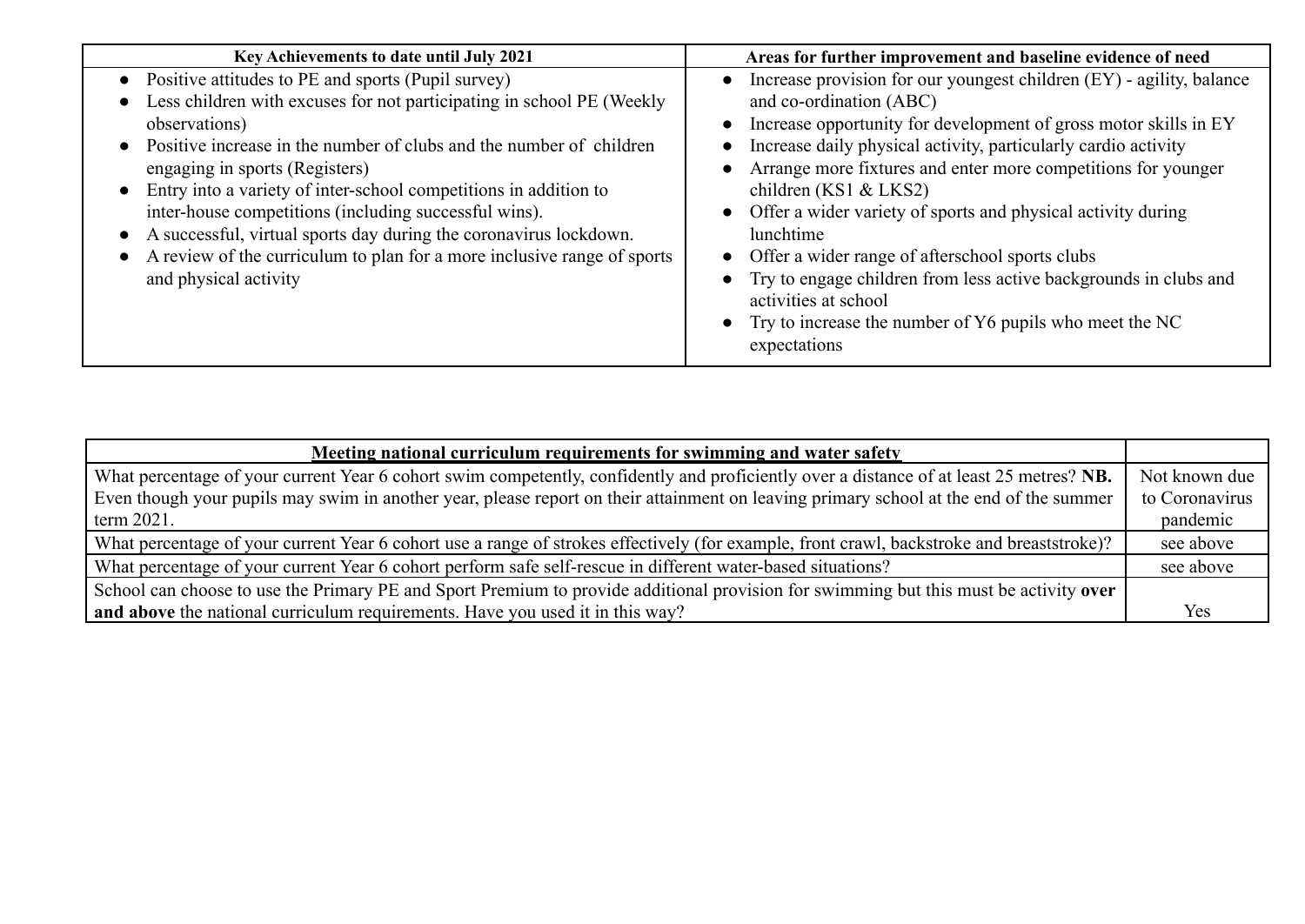| Key Achievements to date until July 2021 | Areas for further improvement and baseline evidence of need |
|---|---|
| • Positive attitudes to PE and sports (Pupil survey)<br>• Less children with excuses for not participating in school PE (Weekly observations)<br>• Positive increase in the number of clubs and the number of children engaging in sports (Registers)<br>• Entry into a variety of inter-school competitions in addition to inter-house competitions (including successful wins).<br>• A successful, virtual sports day during the coronavirus lockdown.<br>• A review of the curriculum to plan for a more inclusive range of sports and physical activity | • Increase provision for our youngest children (EY) - agility, balance and co-ordination (ABC)<br>• Increase opportunity for development of gross motor skills in EY<br>• Increase daily physical activity, particularly cardio activity<br>• Arrange more fixtures and enter more competitions for younger children (KS1 & LKS2)<br>• Offer a wider variety of sports and physical activity during lunchtime<br>• Offer a wider range of afterschool sports clubs<br>• Try to engage children from less active backgrounds in clubs and activities at school<br>• Try to increase the number of Y6 pupils who meet the NC expectations |

| Meeting national curriculum requirements for swimming and water safety | |
|---|---|
| What percentage of your current Year 6 cohort swim competently, confidently and proficiently over a distance of at least 25 metres? **NB.** Even though your pupils may swim in another year, please report on their attainment on leaving primary school at the end of the summer term 2021. | Not known due to Coronavirus pandemic |
| What percentage of your current Year 6 cohort use a range of strokes effectively (for example, front crawl, backstroke and breaststroke)? | see above |
| What percentage of your current Year 6 cohort perform safe self-rescue in different water-based situations? | see above |
| School can choose to use the Primary PE and Sport Premium to provide additional provision for swimming but this must be activity **over and above** the national curriculum requirements. Have you used it in this way? | Yes |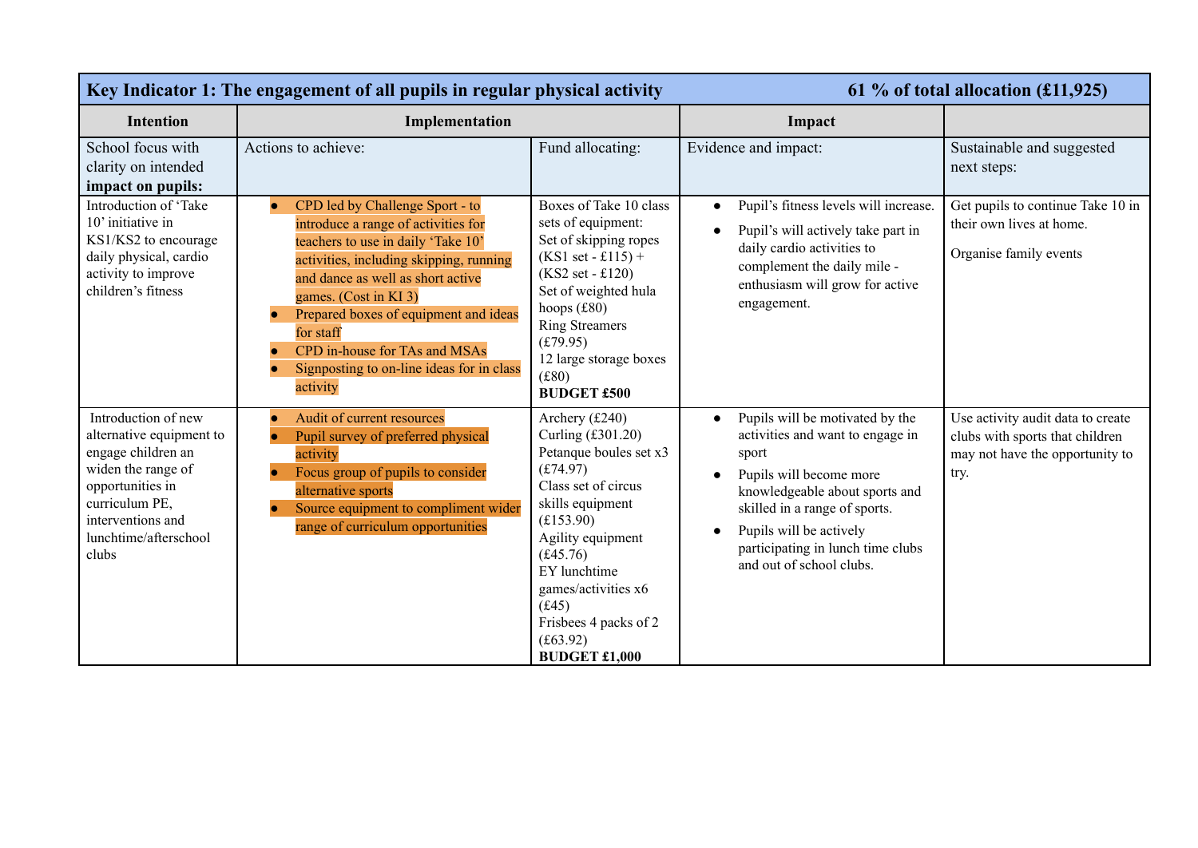| Key Indicator 1: The engagement of all pupils in regular physical activity | | | 61 % of total allocation (£11,925) | |
|---|---|---|---|---|
| **Intention** | **Implementation** | | **Impact** | |
| School focus with clarity on intended **impact on pupils:** | Actions to achieve: | Fund allocating: | Evidence and impact: | Sustainable and suggested next steps: |
| Introduction of 'Take 10' initiative in KS1/KS2 to encourage daily physical, cardio activity to improve children's fitness | • CPD led by Challenge Sport - to introduce a range of activities for teachers to use in daily 'Take 10' activities, including skipping, running and dance as well as short active games. (Cost in KI 3)<br>• Prepared boxes of equipment and ideas for staff<br>• CPD in-house for TAs and MSAs<br>• Signposting to on-line ideas for in class activity | Boxes of Take 10 class sets of equipment:<br>Set of skipping ropes (KS1 set - £115) + (KS2 set - £120)<br>Set of weighted hula hoops (£80)<br>Ring Streamers (£79.95)<br>12 large storage boxes (£80)<br>**BUDGET £500** | • Pupil's fitness levels will increase.<br>• Pupil's will actively take part in daily cardio activities to complement the daily mile - enthusiasm will grow for active engagement. | Get pupils to continue Take 10 in their own lives at home.<br><br>Organise family events |
| Introduction of new alternative equipment to engage children an widen the range of opportunities in curriculum PE, interventions and lunchtime/afterschool clubs | • Audit of current resources<br>• Pupil survey of preferred physical activity<br>• Focus group of pupils to consider alternative sports<br>• Source equipment to compliment wider range of curriculum opportunities | Archery (£240)<br>Curling (£301.20)<br>Petanque boules set x3 (£74.97)<br>Class set of circus skills equipment (£153.90)<br>Agility equipment (£45.76)<br>EY lunchtime games/activities x6 (£45)<br>Frisbees 4 packs of 2 (£63.92)<br>**BUDGET £1,000** | • Pupils will be motivated by the activities and want to engage in sport<br>• Pupils will become more knowledgeable about sports and skilled in a range of sports.<br>• Pupils will be actively participating in lunch time clubs and out of school clubs. | Use activity audit data to create clubs with sports that children may not have the opportunity to try. |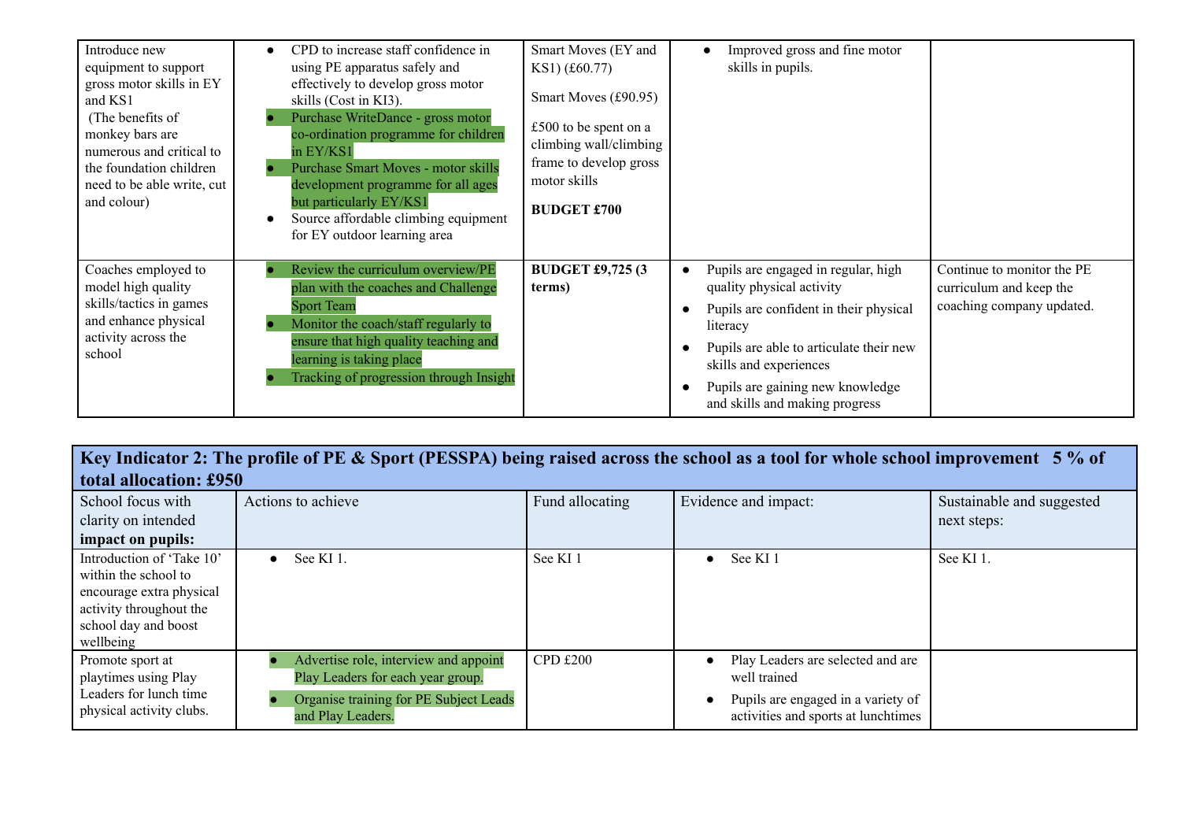| | | | | |
|---|---|---|---|---|
| Introduce new equipment to support gross motor skills in EY and KS1 (The benefits of monkey bars are numerous and critical to the foundation children need to be able write, cut and colour) | • CPD to increase staff confidence in using PE apparatus safely and effectively to develop gross motor skills (Cost in KI3).<br>• Purchase WriteDance - gross motor co-ordination programme for children in EY/KS1<br>• Purchase Smart Moves - motor skills development programme for all ages but particularly EY/KS1<br>• Source affordable climbing equipment for EY outdoor learning area | Smart Moves (EY and KS1) (£60.77)<br><br>Smart Moves (£90.95)<br><br>£500 to be spent on a climbing wall/climbing frame to develop gross motor skills<br><br>**BUDGET £700** | • Improved gross and fine motor skills in pupils. | |
| Coaches employed to model high quality skills/tactics in games and enhance physical activity across the school | • Review the curriculum overview/PE plan with the coaches and Challenge Sport Team<br>• Monitor the coach/staff regularly to ensure that high quality teaching and learning is taking place<br>• Tracking of progression through Insight | **BUDGET £9,725 (3 terms)** | • Pupils are engaged in regular, high quality physical activity<br>• Pupils are confident in their physical literacy<br>• Pupils are able to articulate their new skills and experiences<br>• Pupils are gaining new knowledge and skills and making progress | Continue to monitor the PE curriculum and keep the coaching company updated. |

| **Key Indicator 2: The profile of PE & Sport (PESSPA) being raised across the school as a tool for whole school improvement 5 % of total allocation: £950** | | | | |
|---|---|---|---|---|
| School focus with clarity on intended **impact on pupils:** | Actions to achieve | Fund allocating | Evidence and impact: | Sustainable and suggested next steps: |
| Introduction of 'Take 10' within the school to encourage extra physical activity throughout the school day and boost wellbeing | • See KI 1. | See KI 1 | • See KI 1 | See KI 1. |
| Promote sport at playtimes using Play Leaders for lunch time physical activity clubs. | • Advertise role, interview and appoint Play Leaders for each year group.<br>• Organise training for PE Subject Leads and Play Leaders. | CPD £200 | • Play Leaders are selected and are well trained<br>• Pupils are engaged in a variety of activities and sports at lunchtimes | |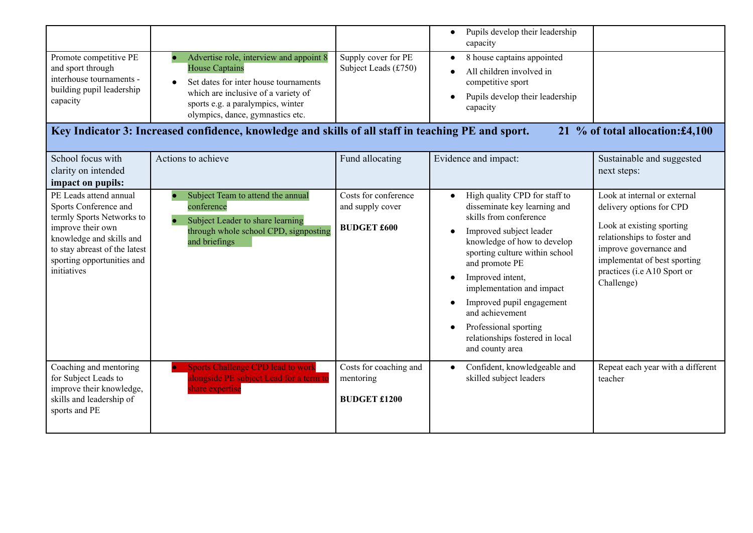| | | | • Pupils develop their leadership capacity | |
|---|---|---|---|---|
| Promote competitive PE and sport through interhouse tournaments - building pupil leadership capacity | • Advertise role, interview and appoint 8 House Captains<br>• Set dates for inter house tournaments which are inclusive of a variety of sports e.g. a paralympics, winter olympics, dance, gymnastics etc. | Supply cover for PE Subject Leads (£750) | • 8 house captains appointed<br>• All children involved in competitive sport<br>• Pupils develop their leadership capacity | |

| **Key Indicator 3: Increased confidence, knowledge and skills of all staff in teaching PE and sport.** | | | | **21 % of total allocation:£4,100** |
|---|---|---|---|---|
| School focus with clarity on intended **impact on pupils:** | Actions to achieve | Fund allocating | Evidence and impact: | Sustainable and suggested next steps: |
| PE Leads attend annual Sports Conference and termly Sports Networks to improve their own knowledge and skills and to stay abreast of the latest sporting opportunities and initiatives | • Subject Team to attend the annual conference<br>• Subject Leader to share learning through whole school CPD, signposting and briefings | Costs for conference and supply cover<br><br>**BUDGET £600** | • High quality CPD for staff to disseminate key learning and skills from conference<br>• Improved subject leader knowledge of how to develop sporting culture within school and promote PE<br>• Improved intent, implementation and impact<br>• Improved pupil engagement and achievement<br>• Professional sporting relationships fostered in local and county area | Look at internal or external delivery options for CPD<br><br>Look at existing sporting relationships to foster and improve governance and implementat of best sporting practices (i.e A10 Sport or Challenge) |
| Coaching and mentoring for Subject Leads to improve their knowledge, skills and leadership of sports and PE | • Sports Challenge CPD lead to work alongside PE subject Lead for a term to share expertise | Costs for coaching and mentoring<br><br>**BUDGET £1200** | • Confident, knowledgeable and skilled subject leaders | Repeat each year with a different teacher |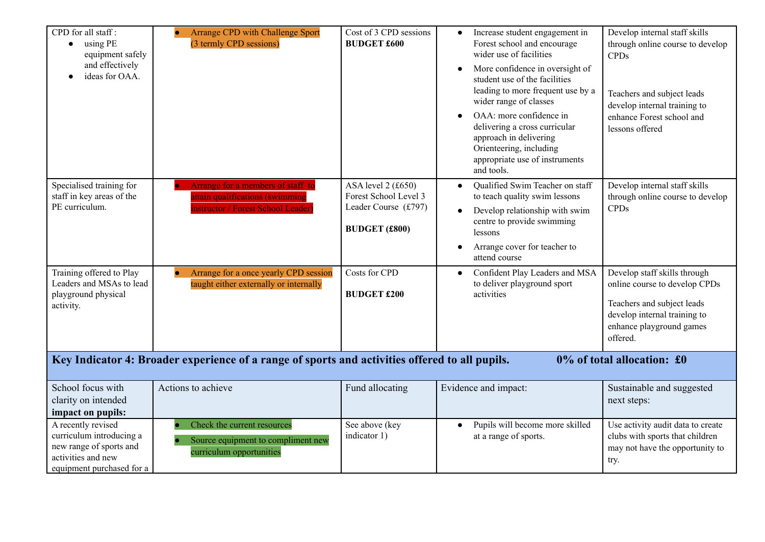| CPD for all staff :<br>● using PE equipment safely and effectively<br>● ideas for OAA. | ● Arrange CPD with Challenge Sport (3 termly CPD sessions) | Cost of 3 CPD sessions<br>**BUDGET £600** | ● Increase student engagement in Forest school and encourage wider use of facilities<br>● More confidence in oversight of student use of the facilities leading to more frequent use by a wider range of classes<br>● OAA: more confidence in delivering a cross curricular approach in delivering Orienteering, including appropriate use of instruments and tools. | Develop internal staff skills through online course to develop CPDs<br><br>Teachers and subject leads develop internal training to enhance Forest school and lessons offered |
|---|---|---|---|---|
| Specialised training for staff in key areas of the PE curriculum. | ● Arrange for a members of staff to attain qualifications (swimming instructor / Forest School Leader) | ASA level 2 (£650)<br>Forest School Level 3 Leader Course (£797)<br><br>**BUDGET (£800)** | ● Qualified Swim Teacher on staff to teach quality swim lessons<br>● Develop relationship with swim centre to provide swimming lessons<br>● Arrange cover for teacher to attend course | Develop internal staff skills through online course to develop CPDs |
| Training offered to Play Leaders and MSAs to lead playground physical activity. | ● Arrange for a once yearly CPD session taught either externally or internally | Costs for CPD<br><br>**BUDGET £200** | ● Confident Play Leaders and MSA to deliver playground sport activities | Develop staff skills through online course to develop CPDs<br><br>Teachers and subject leads develop internal training to enhance playground games offered. |
| **Key Indicator 4: Broader experience of a range of sports and activities offered to all pupils.** | | | **0% of total allocation: £0** | |
| School focus with clarity on intended **impact on pupils:** | Actions to achieve | Fund allocating | Evidence and impact: | Sustainable and suggested next steps: |
| A recently revised curriculum introducing a new range of sports and activities and new equipment purchased for a | ● Check the current resources<br>● Source equipment to compliment new curriculum opportunities | See above (key indicator 1) | ● Pupils will become more skilled at a range of sports. | Use activity audit data to create clubs with sports that children may not have the opportunity to try. |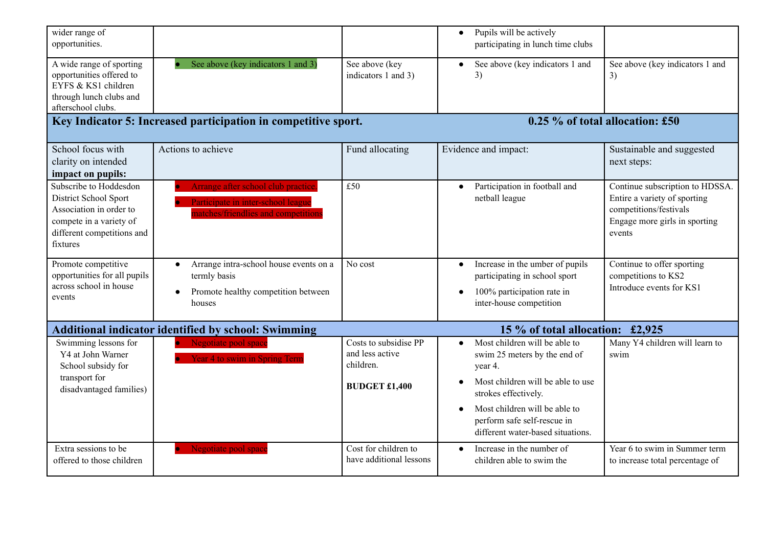| | | | | |
|---|---|---|---|---|
| wider range of opportunities. | | | • Pupils will be actively participating in lunch time clubs | |
| A wide range of sporting opportunities offered to EYFS & KS1 children through lunch clubs and afterschool clubs. | • See above (key indicators 1 and 3) | See above (key indicators 1 and 3) | • See above (key indicators 1 and 3) | See above (key indicators 1 and 3) |
| **Key Indicator 5: Increased participation in competitive sport.** | | | **0.25 % of total allocation: £50** | |
| School focus with clarity on intended **impact on pupils:** | Actions to achieve | Fund allocating | Evidence and impact: | Sustainable and suggested next steps: |
| Subscribe to Hoddesdon District School Sport Association in order to compete in a variety of different competitions and fixtures | • Arrange after school club practice. • Participate in inter-school league matches/friendlies and competitions | £50 | • Participation in football and netball league | Continue subscription to HDSSA. Entire a variety of sporting competitions/festivals Engage more girls in sporting events |
| Promote competitive opportunities for all pupils across school in house events | • Arrange intra-school house events on a termly basis • Promote healthy competition between houses | No cost | • Increase in the umber of pupils participating in school sport • 100% participation rate in inter-house competition | Continue to offer sporting competitions to KS2 Introduce events for KS1 |
| **Additional indicator identified by school: Swimming** | | | **15 % of total allocation: £2,925** | |
| Swimming lessons for Y4 at John Warner School subsidy for transport for disadvantaged families) | • Negotiate pool space • Year 4 to swim in Spring Term | Costs to subsidise PP and less active children. **BUDGET £1,400** | • Most children will be able to swim 25 meters by the end of year 4. • Most children will be able to use strokes effectively. • Most children will be able to perform safe self-rescue in different water-based situations. | Many Y4 children will learn to swim |
| Extra sessions to be offered to those children | • Negotiate pool space | Cost for children to have additional lessons | • Increase in the number of children able to swim the | Year 6 to swim in Summer term to increase total percentage of |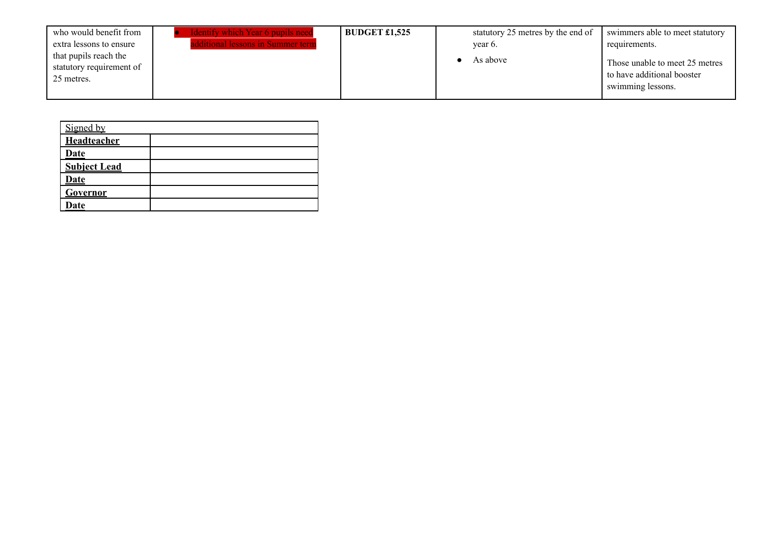| | | | | |
|---|---|---|---|---|
| who would benefit from extra lessons to ensure that pupils reach the statutory requirement of 25 metres. | • Identify which Year 6 pupils need additional lessons in Summer term | **BUDGET £1,525** | statutory 25 metres by the end of year 6.<br>• As above | swimmers able to meet statutory requirements.<br>Those unable to meet 25 metres to have additional booster swimming lessons. |

| Signed by | |
|---|---|
| **Headteacher** | |
| **Date** | |
| **Subject Lead** | |
| **Date** | |
| **Governor** | |
| **Date** | |